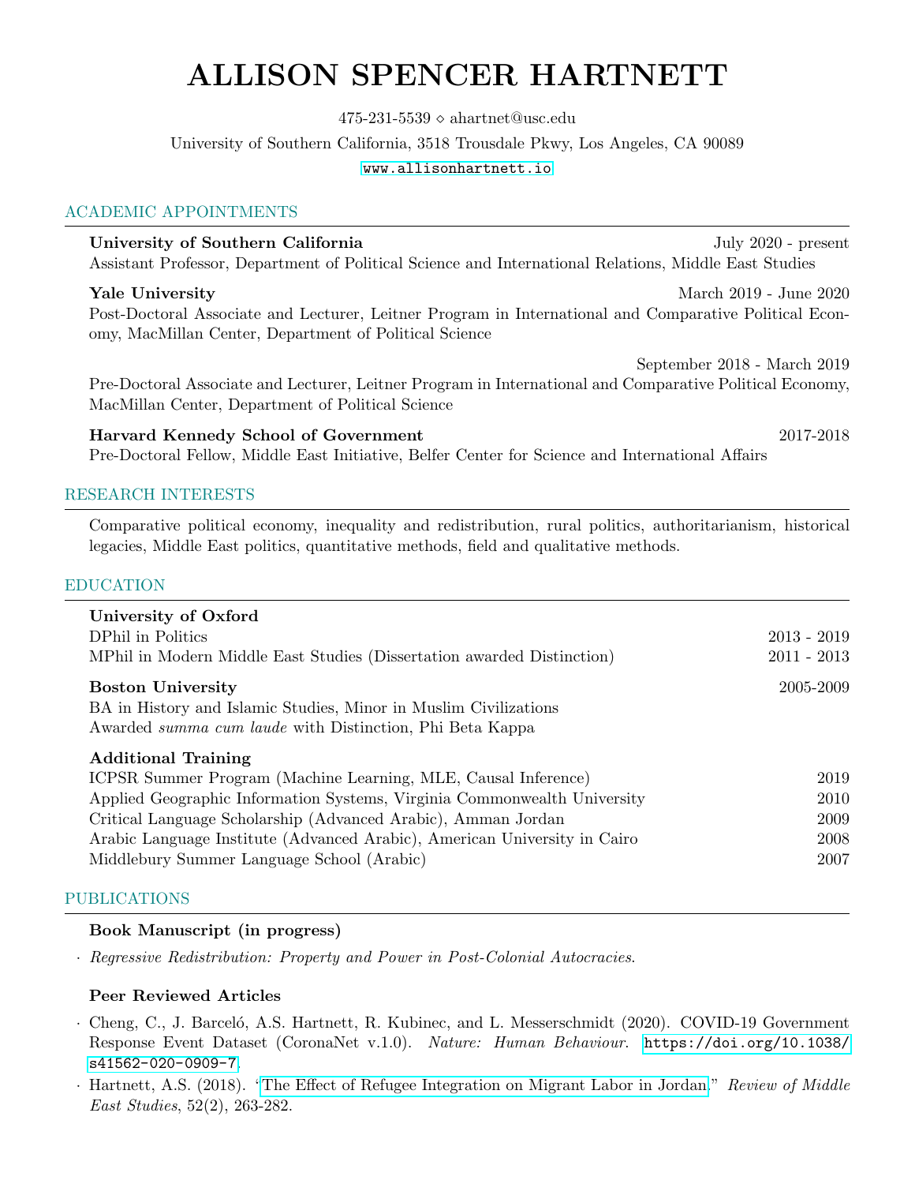# ALLISON SPENCER HARTNETT

475-231-5539 ⋄ ahartnet@usc.edu

University of Southern California, 3518 Trousdale Pkwy, Los Angeles, CA 90089

www.allisonhartnett.io

## ACADEMIC APPOINTMENTS

**University of Southern California** — July 2020 - present
Assistant Professor, Department of Political Science and International Relations, Middle East Studies

**Yale University** — March 2019 - June 2020
Post-Doctoral Associate and Lecturer, Leitner Program in International and Comparative Political Economy, MacMillan Center, Department of Political Science

September 2018 - March 2019
Pre-Doctoral Associate and Lecturer, Leitner Program in International and Comparative Political Economy, MacMillan Center, Department of Political Science

**Harvard Kennedy School of Government** — 2017-2018
Pre-Doctoral Fellow, Middle East Initiative, Belfer Center for Science and International Affairs

## RESEARCH INTERESTS

Comparative political economy, inequality and redistribution, rural politics, authoritarianism, historical legacies, Middle East politics, quantitative methods, field and qualitative methods.

## EDUCATION

**University of Oxford**
DPhil in Politics — 2013 - 2019
MPhil in Modern Middle East Studies (Dissertation awarded Distinction) — 2011 - 2013

**Boston University** — 2005-2009
BA in History and Islamic Studies, Minor in Muslim Civilizations
Awarded *summa cum laude* with Distinction, Phi Beta Kappa

**Additional Training**
ICPSR Summer Program (Machine Learning, MLE, Causal Inference) — 2019
Applied Geographic Information Systems, Virginia Commonwealth University — 2010
Critical Language Scholarship (Advanced Arabic), Amman Jordan — 2009
Arabic Language Institute (Advanced Arabic), American University in Cairo — 2008
Middlebury Summer Language School (Arabic) — 2007

## PUBLICATIONS

### Book Manuscript (in progress)

- *Regressive Redistribution: Property and Power in Post-Colonial Autocracies*.

### Peer Reviewed Articles

- Cheng, C., J. Barceló, A.S. Hartnett, R. Kubinec, and L. Messerschmidt (2020). COVID-19 Government Response Event Dataset (CoronaNet v.1.0). *Nature: Human Behaviour.* https://doi.org/10.1038/s41562-020-0909-7.
- Hartnett, A.S. (2018). "The Effect of Refugee Integration on Migrant Labor in Jordan." *Review of Middle East Studies*, 52(2), 263-282.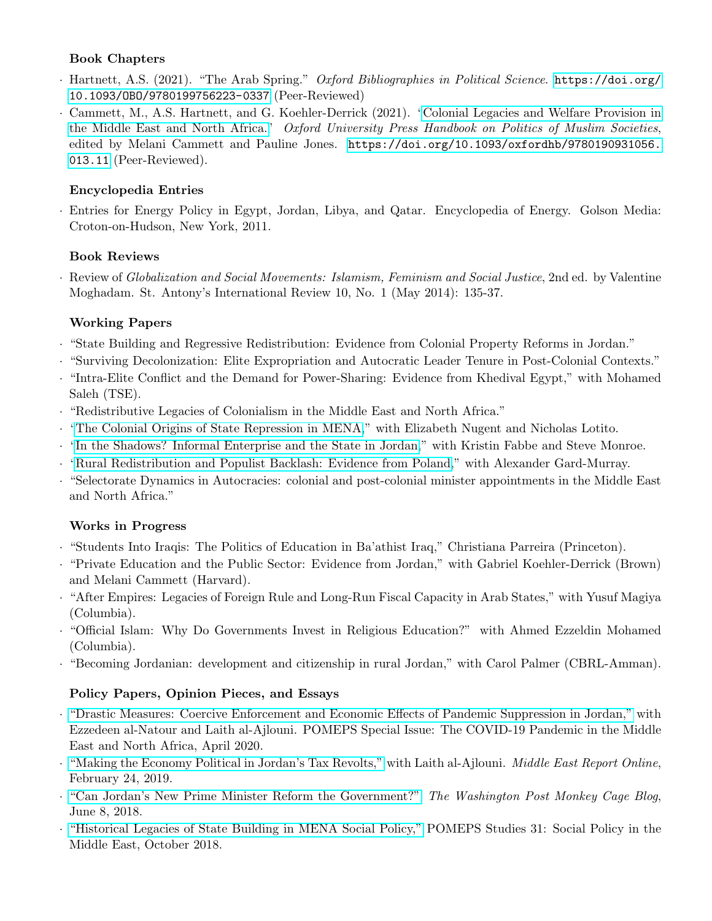### Book Chapters

- Hartnett, A.S. (2021). "The Arab Spring." *Oxford Bibliographies in Political Science*. https://doi.org/10.1093/OBO/9780199756223-0337 (Peer-Reviewed)
- Cammett, M., A.S. Hartnett, and G. Koehler-Derrick (2021). 'Colonial Legacies and Welfare Provision in the Middle East and North Africa.' *Oxford University Press Handbook on Politics of Muslim Societies*, edited by Melani Cammett and Pauline Jones. https://doi.org/10.1093/oxfordhb/9780190931056.013.11 (Peer-Reviewed).

### Encyclopedia Entries

- Entries for Energy Policy in Egypt, Jordan, Libya, and Qatar. Encyclopedia of Energy. Golson Media: Croton-on-Hudson, New York, 2011.

### Book Reviews

- Review of *Globalization and Social Movements: Islamism, Feminism and Social Justice*, 2nd ed. by Valentine Moghadam. St. Antony's International Review 10, No. 1 (May 2014): 135-37.

### Working Papers

- "State Building and Regressive Redistribution: Evidence from Colonial Property Reforms in Jordan."
- "Surviving Decolonization: Elite Expropriation and Autocratic Leader Tenure in Post-Colonial Contexts."
- "Intra-Elite Conflict and the Demand for Power-Sharing: Evidence from Khedival Egypt," with Mohamed Saleh (TSE).
- "Redistributive Legacies of Colonialism in the Middle East and North Africa."
- "The Colonial Origins of State Repression in MENA," with Elizabeth Nugent and Nicholas Lotito.
- "In the Shadows? Informal Enterprise and the State in Jordan," with Kristin Fabbe and Steve Monroe.
- "Rural Redistribution and Populist Backlash: Evidence from Poland," with Alexander Gard-Murray.
- "Selectorate Dynamics in Autocracies: colonial and post-colonial minister appointments in the Middle East and North Africa."

### Works in Progress

- "Students Into Iraqis: The Politics of Education in Ba'athist Iraq," Christiana Parreira (Princeton).
- "Private Education and the Public Sector: Evidence from Jordan," with Gabriel Koehler-Derrick (Brown) and Melani Cammett (Harvard).
- "After Empires: Legacies of Foreign Rule and Long-Run Fiscal Capacity in Arab States," with Yusuf Magiya (Columbia).
- "Official Islam: Why Do Governments Invest in Religious Education?" with Ahmed Ezzeldin Mohamed (Columbia).
- "Becoming Jordanian: development and citizenship in rural Jordan," with Carol Palmer (CBRL-Amman).

### Policy Papers, Opinion Pieces, and Essays

- "Drastic Measures: Coercive Enforcement and Economic Effects of Pandemic Suppression in Jordan," with Ezzedeen al-Natour and Laith al-Ajlouni. POMEPS Special Issue: The COVID-19 Pandemic in the Middle East and North Africa, April 2020.
- "Making the Economy Political in Jordan's Tax Revolts," with Laith al-Ajlouni. *Middle East Report Online*, February 24, 2019.
- "Can Jordan's New Prime Minister Reform the Government?" *The Washington Post Monkey Cage Blog*, June 8, 2018.
- "Historical Legacies of State Building in MENA Social Policy," POMEPS Studies 31: Social Policy in the Middle East, October 2018.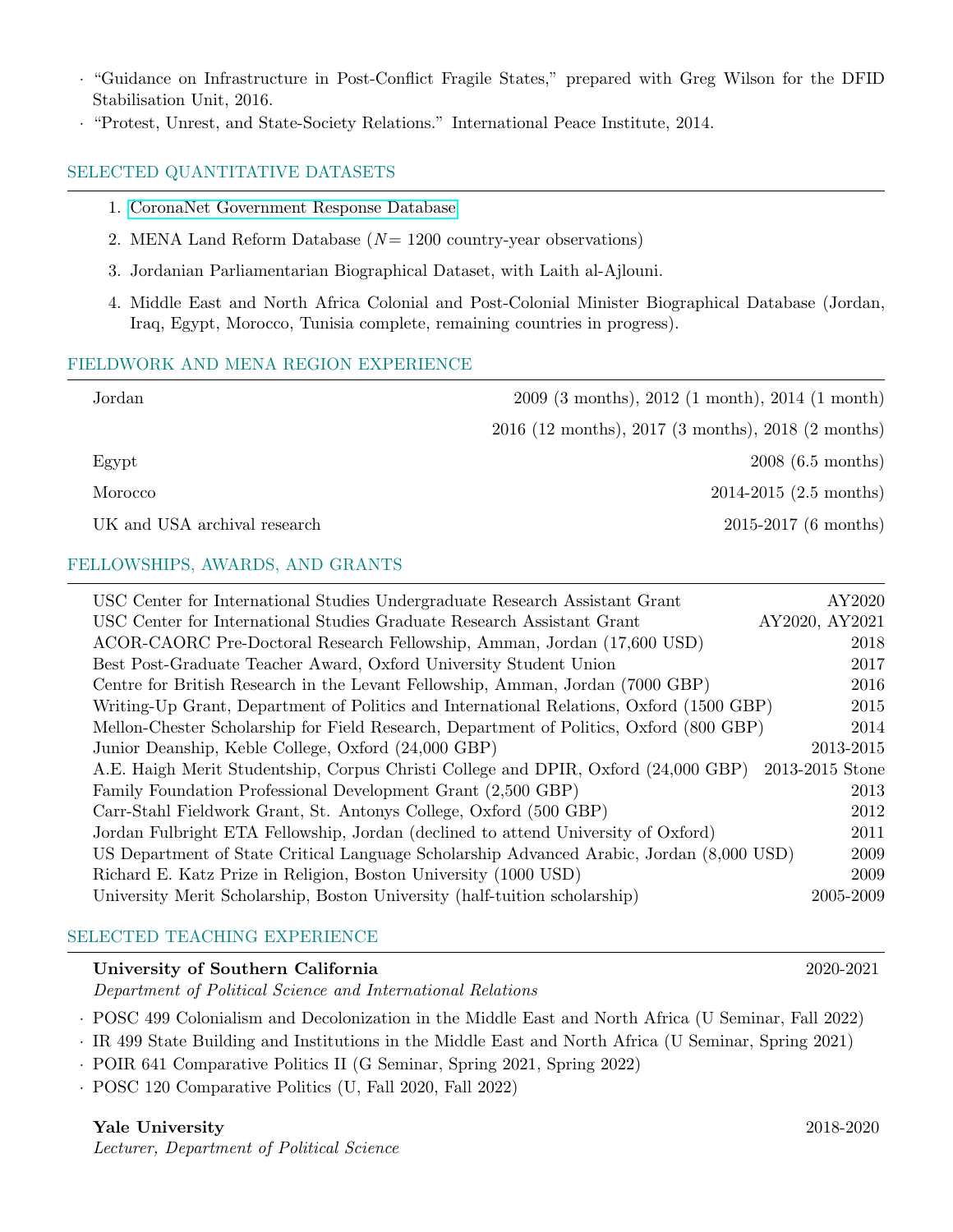- "Guidance on Infrastructure in Post-Conflict Fragile States," prepared with Greg Wilson for the DFID Stabilisation Unit, 2016.
- "Protest, Unrest, and State-Society Relations." International Peace Institute, 2014.

## SELECTED QUANTITATIVE DATASETS

1. CoronaNet Government Response Database
2. MENA Land Reform Database ($N = 1200$ country-year observations)
3. Jordanian Parliamentarian Biographical Dataset, with Laith al-Ajlouni.
4. Middle East and North Africa Colonial and Post-Colonial Minister Biographical Database (Jordan, Iraq, Egypt, Morocco, Tunisia complete, remaining countries in progress).

## FIELDWORK AND MENA REGION EXPERIENCE

| | |
|---|---|
| Jordan | 2009 (3 months), 2012 (1 month), 2014 (1 month) |
| | 2016 (12 months), 2017 (3 months), 2018 (2 months) |
| Egypt | 2008 (6.5 months) |
| Morocco | 2014-2015 (2.5 months) |
| UK and USA archival research | 2015-2017 (6 months) |

## FELLOWSHIPS, AWARDS, AND GRANTS

| | |
|---|---|
| USC Center for International Studies Undergraduate Research Assistant Grant | AY2020 |
| USC Center for International Studies Graduate Research Assistant Grant | AY2020, AY2021 |
| ACOR-CAORC Pre-Doctoral Research Fellowship, Amman, Jordan (17,600 USD) | 2018 |
| Best Post-Graduate Teacher Award, Oxford University Student Union | 2017 |
| Centre for British Research in the Levant Fellowship, Amman, Jordan (7000 GBP) | 2016 |
| Writing-Up Grant, Department of Politics and International Relations, Oxford (1500 GBP) | 2015 |
| Mellon-Chester Scholarship for Field Research, Department of Politics, Oxford (800 GBP) | 2014 |
| Junior Deanship, Keble College, Oxford (24,000 GBP) | 2013-2015 |
| A.E. Haigh Merit Studentship, Corpus Christi College and DPIR, Oxford (24,000 GBP) | 2013-2015 Stone |
| Family Foundation Professional Development Grant (2,500 GBP) | 2013 |
| Carr-Stahl Fieldwork Grant, St. Antonys College, Oxford (500 GBP) | 2012 |
| Jordan Fulbright ETA Fellowship, Jordan (declined to attend University of Oxford) | 2011 |
| US Department of State Critical Language Scholarship Advanced Arabic, Jordan (8,000 USD) | 2009 |
| Richard E. Katz Prize in Religion, Boston University (1000 USD) | 2009 |
| University Merit Scholarship, Boston University (half-tuition scholarship) | 2005-2009 |

## SELECTED TEACHING EXPERIENCE

**University of Southern California** 2020-2021
*Department of Political Science and International Relations*

- POSC 499 Colonialism and Decolonization in the Middle East and North Africa (U Seminar, Fall 2022)
- IR 499 State Building and Institutions in the Middle East and North Africa (U Seminar, Spring 2021)
- POIR 641 Comparative Politics II (G Seminar, Spring 2021, Spring 2022)
- POSC 120 Comparative Politics (U, Fall 2020, Fall 2022)

**Yale University** 2018-2020
*Lecturer, Department of Political Science*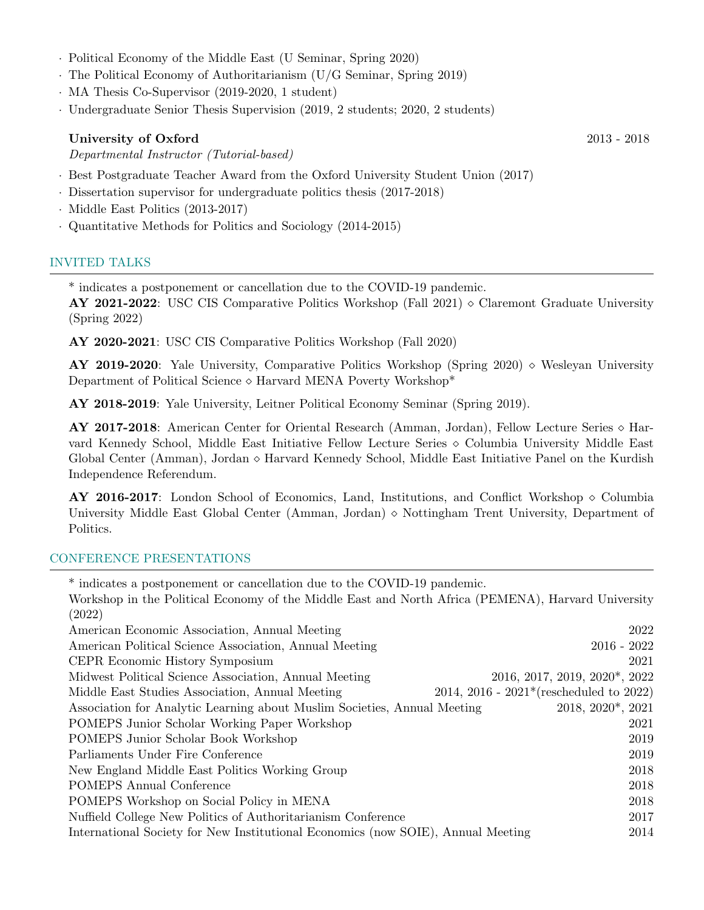- Political Economy of the Middle East (U Seminar, Spring 2020)
- The Political Economy of Authoritarianism (U/G Seminar, Spring 2019)
- MA Thesis Co-Supervisor (2019-2020, 1 student)
- Undergraduate Senior Thesis Supervision (2019, 2 students; 2020, 2 students)

**University of Oxford** 2013 - 2018

*Departmental Instructor (Tutorial-based)*

- Best Postgraduate Teacher Award from the Oxford University Student Union (2017)
- Dissertation supervisor for undergraduate politics thesis (2017-2018)
- Middle East Politics (2013-2017)
- Quantitative Methods for Politics and Sociology (2014-2015)

## INVITED TALKS

* indicates a postponement or cancellation due to the COVID-19 pandemic.

**AY 2021-2022**: USC CIS Comparative Politics Workshop (Fall 2021) ⋄ Claremont Graduate University (Spring 2022)

**AY 2020-2021**: USC CIS Comparative Politics Workshop (Fall 2020)

**AY 2019-2020**: Yale University, Comparative Politics Workshop (Spring 2020) ⋄ Wesleyan University Department of Political Science ⋄ Harvard MENA Poverty Workshop*

**AY 2018-2019**: Yale University, Leitner Political Economy Seminar (Spring 2019).

**AY 2017-2018**: American Center for Oriental Research (Amman, Jordan), Fellow Lecture Series ⋄ Harvard Kennedy School, Middle East Initiative Fellow Lecture Series ⋄ Columbia University Middle East Global Center (Amman), Jordan ⋄ Harvard Kennedy School, Middle East Initiative Panel on the Kurdish Independence Referendum.

**AY 2016-2017**: London School of Economics, Land, Institutions, and Conflict Workshop ⋄ Columbia University Middle East Global Center (Amman, Jordan) ⋄ Nottingham Trent University, Department of Politics.

## CONFERENCE PRESENTATIONS

* indicates a postponement or cancellation due to the COVID-19 pandemic.

Workshop in the Political Economy of the Middle East and North Africa (PEMENA), Harvard University (2022)

| | |
|---|---|
| American Economic Association, Annual Meeting | 2022 |
| American Political Science Association, Annual Meeting | 2016 - 2022 |
| CEPR Economic History Symposium | 2021 |
| Midwest Political Science Association, Annual Meeting | 2016, 2017, 2019, 2020*, 2022 |
| Middle East Studies Association, Annual Meeting | 2014, 2016 - 2021*(rescheduled to 2022) |
| Association for Analytic Learning about Muslim Societies, Annual Meeting | 2018, 2020*, 2021 |
| POMEPS Junior Scholar Working Paper Workshop | 2021 |
| POMEPS Junior Scholar Book Workshop | 2019 |
| Parliaments Under Fire Conference | 2019 |
| New England Middle East Politics Working Group | 2018 |
| POMEPS Annual Conference | 2018 |
| POMEPS Workshop on Social Policy in MENA | 2018 |
| Nuffield College New Politics of Authoritarianism Conference | 2017 |
| International Society for New Institutional Economics (now SOIE), Annual Meeting | 2014 |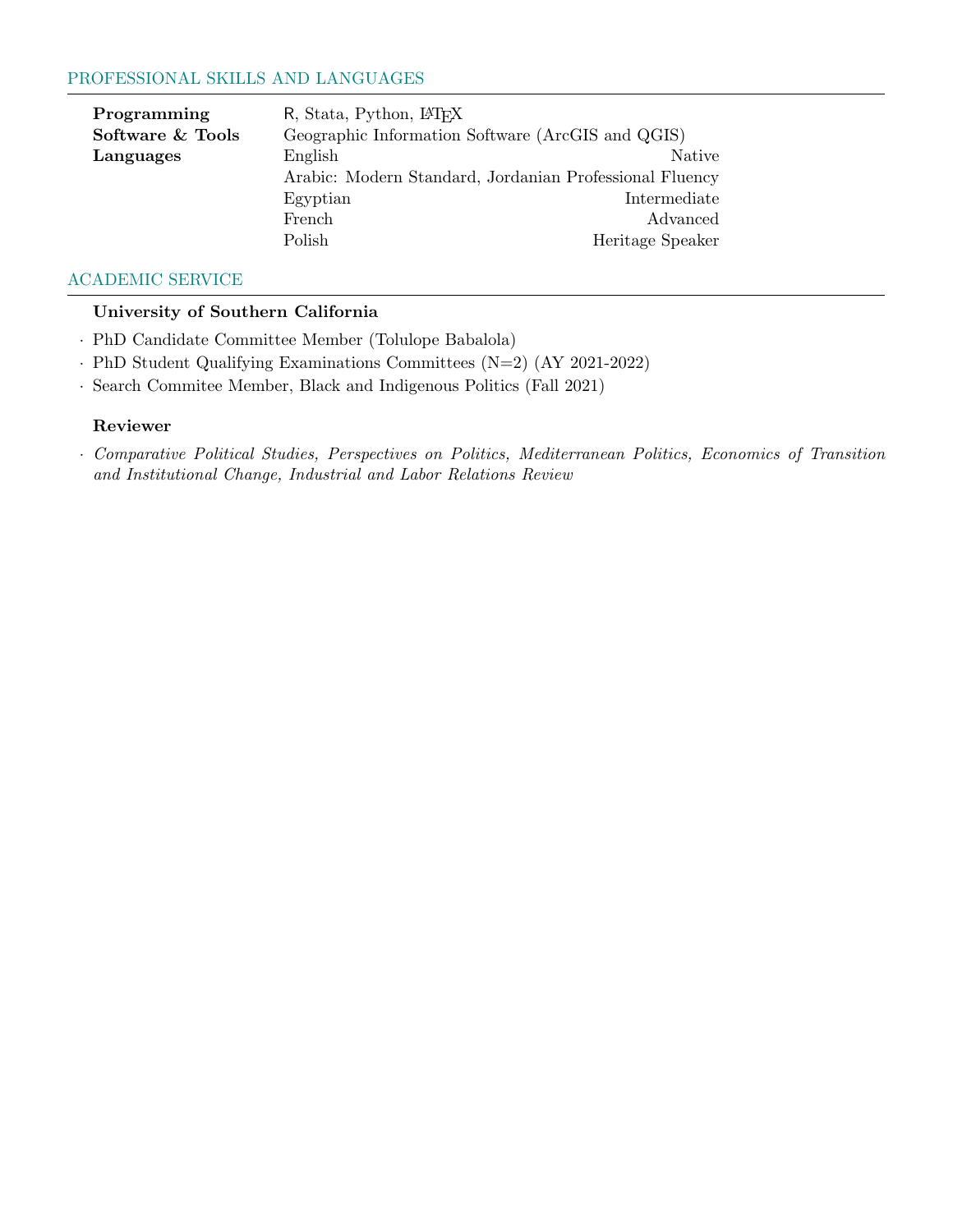## PROFESSIONAL SKILLS AND LANGUAGES

| | | |
|---|---|---|
| **Programming** | R, Stata, Python, LaTeX | |
| **Software & Tools** | Geographic Information Software (ArcGIS and QGIS) | |
| **Languages** | English | Native |
| | Arabic: Modern Standard, Jordanian | Professional Fluency |
| | Egyptian | Intermediate |
| | French | Advanced |
| | Polish | Heritage Speaker |

## ACADEMIC SERVICE

**University of Southern California**

- PhD Candidate Committee Member (Tolulope Babalola)
- PhD Student Qualifying Examinations Committees (N=2) (AY 2021-2022)
- Search Commitee Member, Black and Indigenous Politics (Fall 2021)

**Reviewer**

- *Comparative Political Studies, Perspectives on Politics, Mediterranean Politics, Economics of Transition and Institutional Change, Industrial and Labor Relations Review*